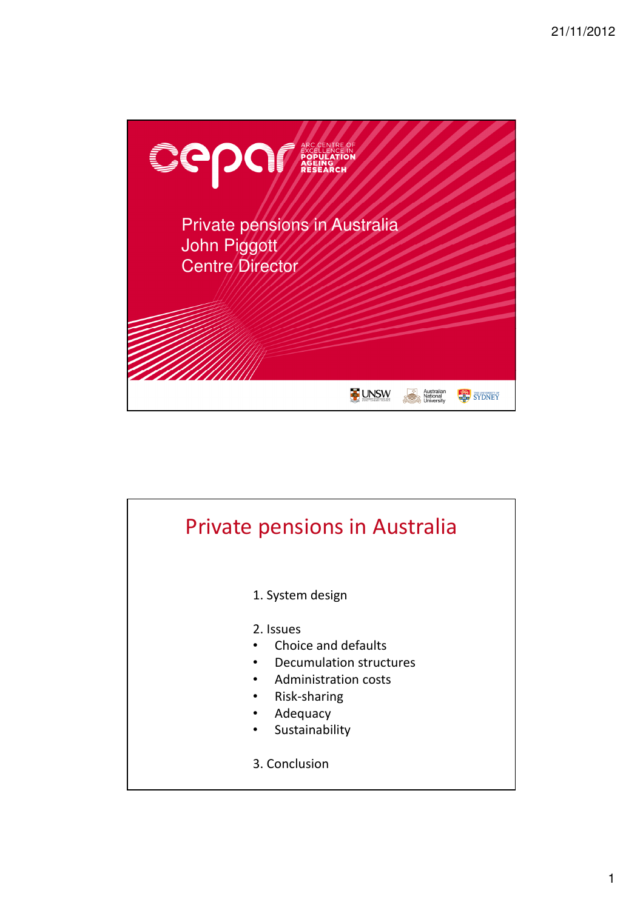Private pensions in Australia
John Piggott
Centre Director

# Private pensions in Australia

1. System design

2. Issues
- Choice and defaults
- Decumulation structures
- Administration costs
- Risk-sharing
- Adequacy
- Sustainability

3. Conclusion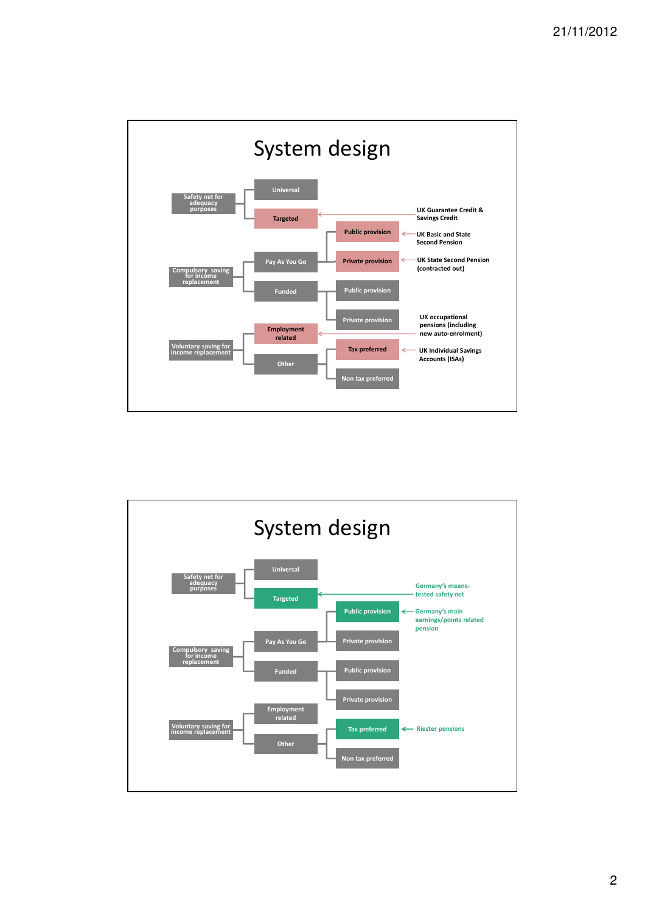# System design

- Safety net for adequacy purposes
  - Universal
  - **Targeted** ← UK Guarantee Credit & Savings Credit
- Compulsory saving for income replacement
  - Pay As You Go
    - **Public provision** ← UK Basic and State Second Pension
    - **Private provision** ← UK State Second Pension (contracted out)
  - Funded
    - Public provision
    - Private provision
- Voluntary saving for income replacement
  - **Employment related** ← UK occupational pensions (including new auto-enrolment)
  - Other
    - **Tax preferred** ← UK Individual Savings Accounts (ISAs)
    - Non tax preferred

# System design

- Safety net for adequacy purposes
  - Universal
  - **Targeted** ← Germany's means-tested safety net
- Compulsory saving for income replacement
  - Pay As You Go
    - **Public provision** ← Germany's main earnings/points related pension
    - Private provision
  - Funded
    - Public provision
    - Private provision
- Voluntary saving for income replacement
  - Employment related
  - Other
    - **Tax preferred** ← Riester pensions
    - Non tax preferred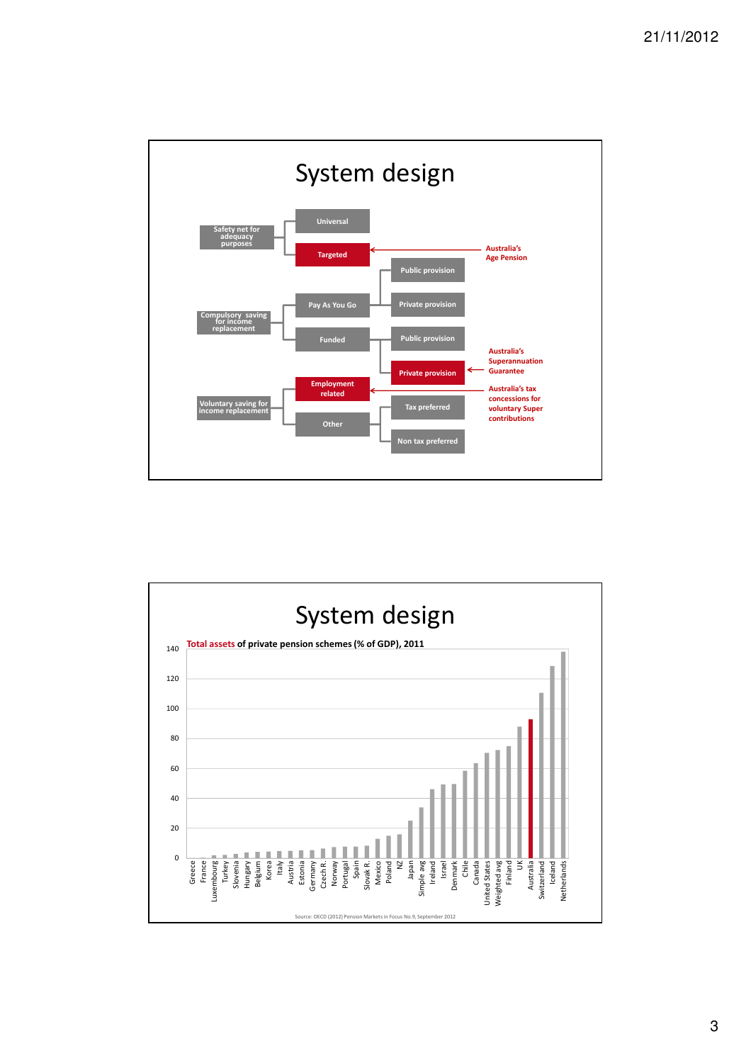# System design

- Safety net for adequacy purposes
  - Universal
  - Targeted ← Australia's Age Pension
- Compulsory saving for income replacement
  - Pay As You Go
    - Public provision
    - Private provision
  - Funded
    - Public provision
    - Private provision ← Australia's Superannuation Guarantee
- Voluntary saving for income replacement
  - Employment related ← Australia's tax concessions for voluntary Super contributions
  - Other
    - Tax preferred
    - Non tax preferred

# System design

**Total assets of private pension schemes (% of GDP), 2011**

Countries shown in ascending order: Greece, France, Luxembourg, Turkey, Slovenia, Hungary, Belgium, Korea, Italy, Austria, Estonia, Germany, Czech R., Norway, Portugal, Spain, Slovak R., Mexico, Poland, NZ, Japan, Simple avg, Ireland, Israel, Denmark, Chile, Canada, United States, Weighted avg, Finland, UK, Australia, Switzerland, Iceland, Netherlands

Source: OECD (2012) Pension Markets in Focus No.9, September 2012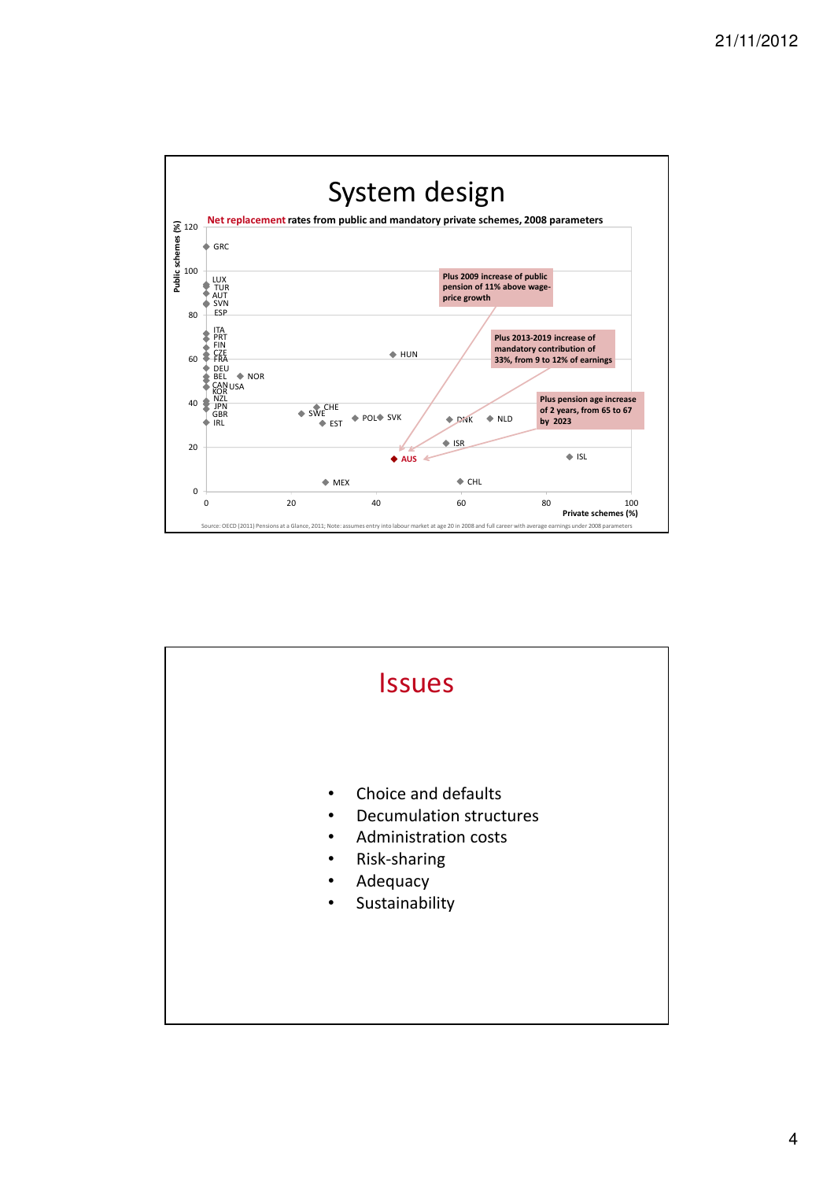# System design

**Net replacement rates from public and mandatory private schemes, 2008 parameters**

Public schemes (%)

GRC, LUX, TUR, AUT, SVN, ESP, ITA, PRT, FIN, CZE, FRA, DEU, BEL, NOR, CAN, USA, KOR, NZL, JPN, GBR, IRL, HUN, CHE, SWE, EST, POL, SVK, DNK, NLD, ISR, AUS, ISL, MEX, CHL

Plus 2009 increase of public pension of 11% above wage-price growth

Plus 2013-2019 increase of mandatory contribution of 33%, from 9 to 12% of earnings

Plus pension age increase of 2 years, from 65 to 67 by 2023

Private schemes (%)

Source: OECD (2011) Pensions at a Glance, 2011; Note: assumes entry into labour market at age 20 in 2008 and full career with average earnings under 2008 parameters

# Issues

- Choice and defaults
- Decumulation structures
- Administration costs
- Risk-sharing
- Adequacy
- Sustainability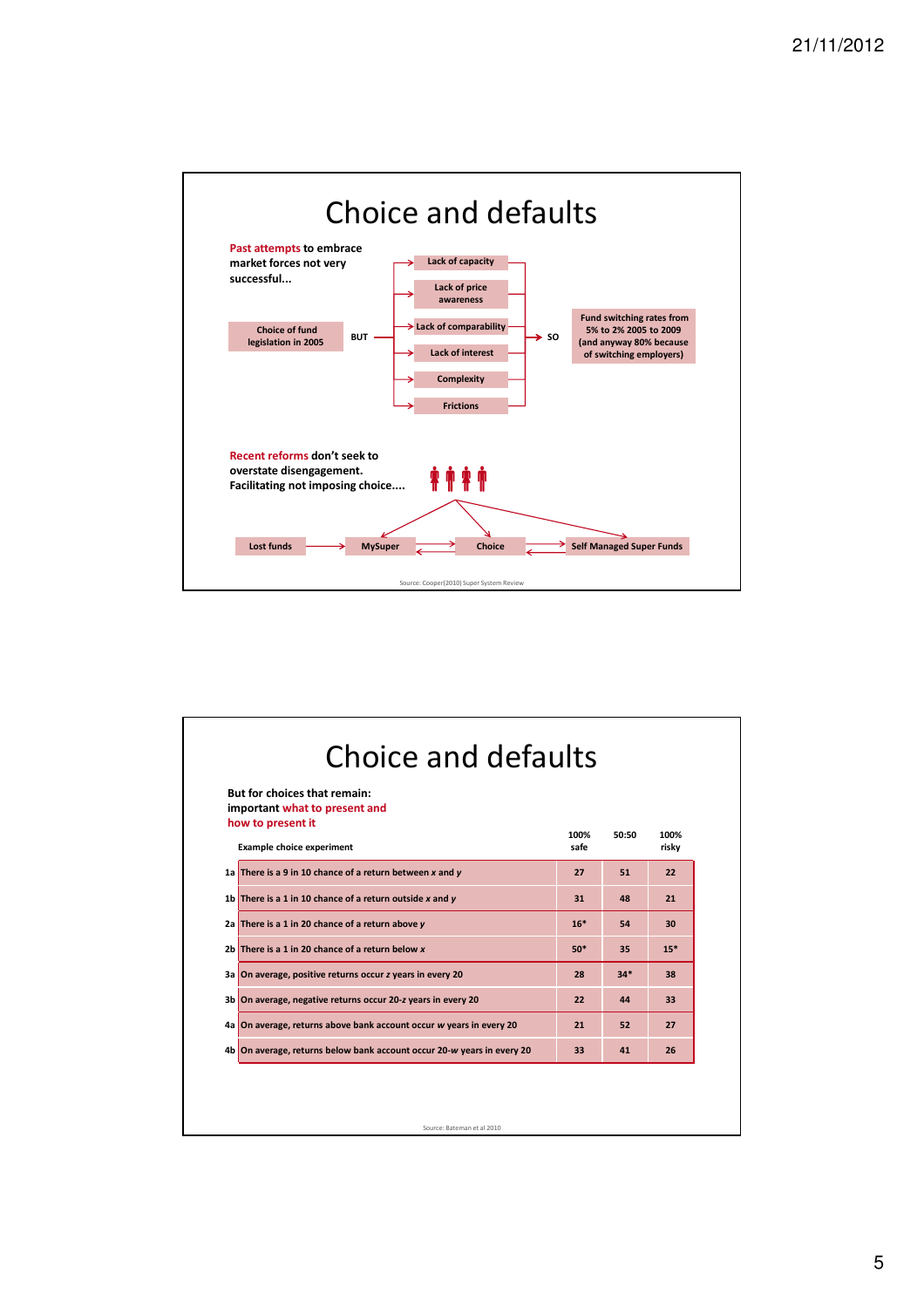# Choice and defaults

**Past attempts to embrace market forces not very successful...**

Choice of fund legislation in 2005 — BUT →

- Lack of capacity
- Lack of price awareness
- Lack of comparability
- Lack of interest
- Complexity
- Frictions

→ SO → Fund switching rates from 5% to 2% 2005 to 2009 (and anyway 80% because of switching employers)

**Recent reforms don't seek to overstate disengagement. Facilitating not imposing choice....**

Lost funds → MySuper ⇄ Choice ⇄ Self Managed Super Funds

Source: Cooper(2010) Super System Review

# Choice and defaults

**But for choices that remain: important what to present and how to present it**

| | Example choice experiment | 100% safe | 50:50 | 100% risky |
|---|---|---|---|---|
| 1a | There is a 9 in 10 chance of a return between *x* and *y* | 27 | 51 | 22 |
| 1b | There is a 1 in 10 chance of a return outside *x* and *y* | 31 | 48 | 21 |
| 2a | There is a 1 in 20 chance of a return above *y* | 16* | 54 | 30 |
| 2b | There is a 1 in 20 chance of a return below *x* | 50* | 35 | 15* |
| 3a | On average, positive returns occur *z* years in every 20 | 28 | 34* | 38 |
| 3b | On average, negative returns occur 20-*z* years in every 20 | 22 | 44 | 33 |
| 4a | On average, returns above bank account occur *w* years in every 20 | 21 | 52 | 27 |
| 4b | On average, returns below bank account occur 20-*w* years in every 20 | 33 | 41 | 26 |

Source: Bateman et al 2010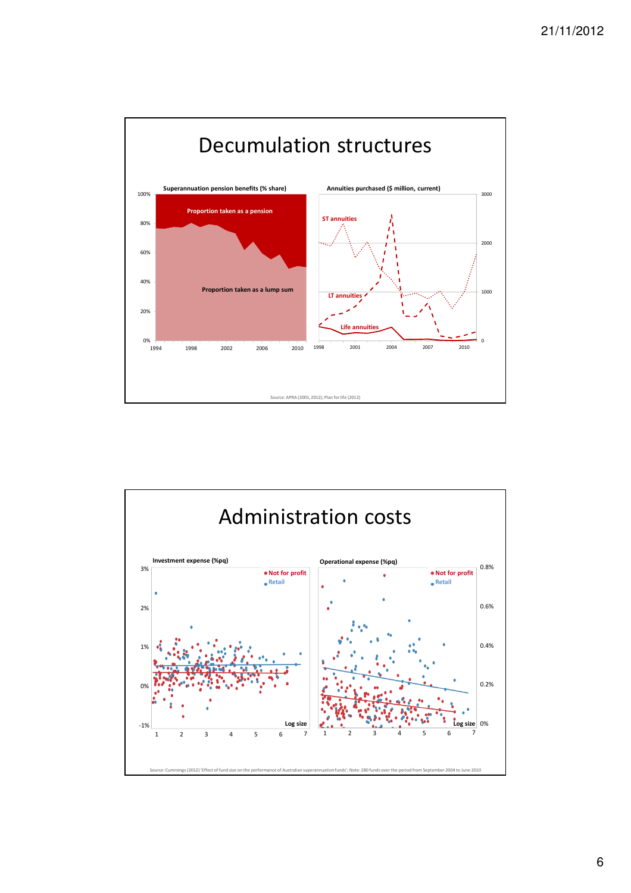# Decumulation structures

**Superannuation pension benefits (% share)**

- Proportion taken as a pension
- Proportion taken as a lump sum

**Annuities purchased ($ million, current)**

- ST annuities
- LT annuities
- Life annuities

Source: APRA (2005, 2012); Plan for life (2012)

# Administration costs

**Investment expense (%pq)**

- Not for profit
- Retail

**Operational expense (%pq)**

- Not for profit
- Retail

Source: Cummings (2012) 'Effect of fund size on the performance of Australian superannuation funds'; Note: 280 funds over the period from September 2004 to June 2010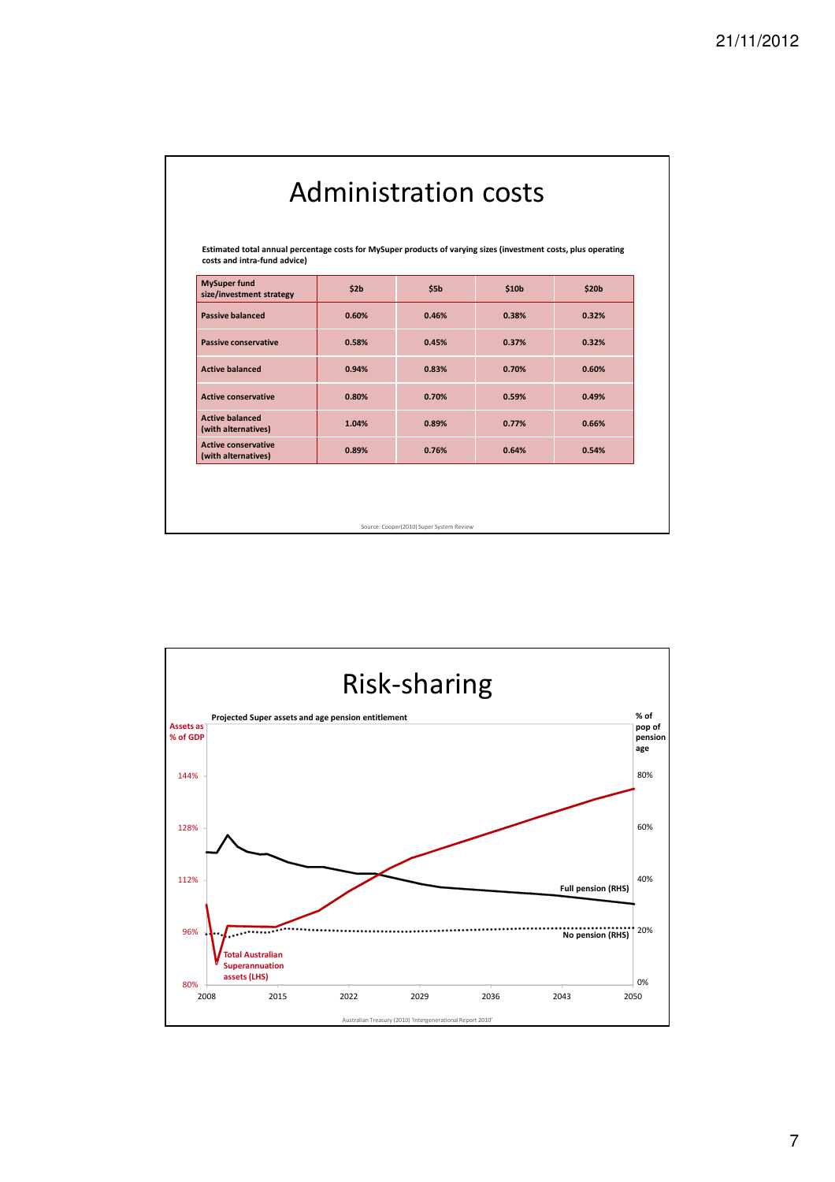# Administration costs

**Estimated total annual percentage costs for MySuper products of varying sizes (investment costs, plus operating costs and intra-fund advice)**

| MySuper fund size/investment strategy | $2b | $5b | $10b | $20b |
|---|---|---|---|---|
| Passive balanced | 0.60% | 0.46% | 0.38% | 0.32% |
| Passive conservative | 0.58% | 0.45% | 0.37% | 0.32% |
| Active balanced | 0.94% | 0.83% | 0.70% | 0.60% |
| Active conservative | 0.80% | 0.70% | 0.59% | 0.49% |
| Active balanced (with alternatives) | 1.04% | 0.89% | 0.77% | 0.66% |
| Active conservative (with alternatives) | 0.89% | 0.76% | 0.64% | 0.54% |

Source: Cooper(2010) Super System Review

# Risk-sharing

**Projected Super assets and age pension entitlement**

Assets as % of GDP (LHS): 80%, 96%, 112%, 128%, 144%

% of pop of pension age (RHS): 0%, 20%, 40%, 60%, 80%

Years: 2008, 2015, 2022, 2029, 2036, 2043, 2050

Series: Total Australian Superannuation assets (LHS); Full pension (RHS); No pension (RHS)

Australian Treasury (2010) 'Intergenerational Report 2010'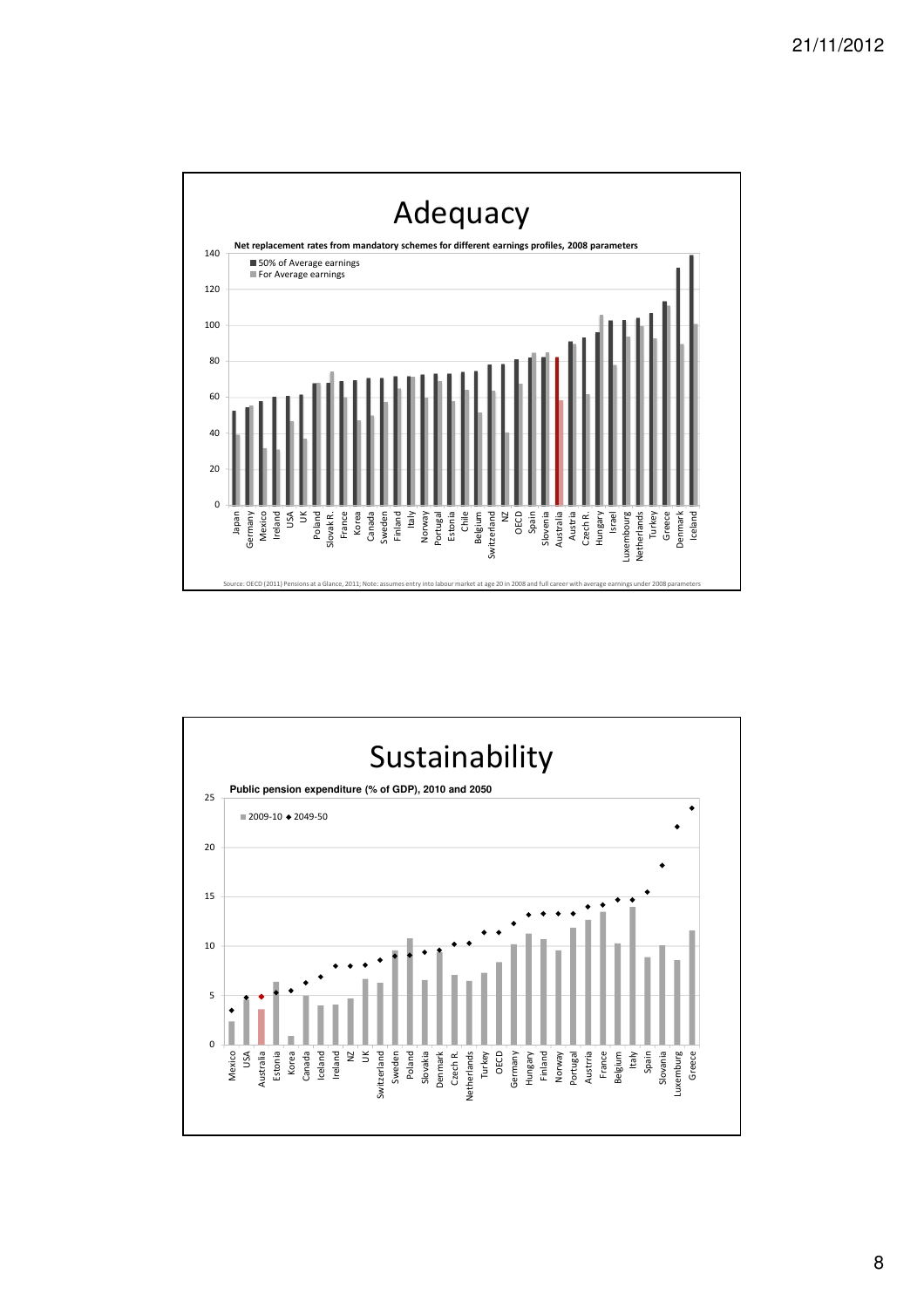# Adequacy

**Net replacement rates from mandatory schemes for different earnings profiles, 2008 parameters**

- 50% of Average earnings
- For Average earnings

Japan, Germany, Mexico, Ireland, USA, UK, Poland, Slovak R., France, Korea, Canada, Sweden, Finland, Italy, Norway, Portugal, Estonia, Chile, Belgium, Switzerland, NZ, OECD, Spain, Slovenia, Australia, Austria, Czech R., Hungary, Israel, Luxembourg, Netherlands, Turkey, Greece, Denmark, Iceland

Source: OECD (2011) Pensions at a Glance, 2011; Note: assumes entry into labour market at age 20 in 2008 and full career with average earnings under 2008 parameters

# Sustainability

**Public pension expenditure (% of GDP), 2010 and 2050**

- 2009-10
- 2049-50

Mexico, USA, Australia, Estonia, Korea, Canada, Iceland, Ireland, NZ, UK, Switzerland, Sweden, Poland, Slovakia, Denmark, Czech R., Netherlands, Turkey, OECD, Germany, Hungary, Finland, Norway, Portugal, Austria, France, Belgium, Italy, Spain, Slovania, Luxemburg, Greece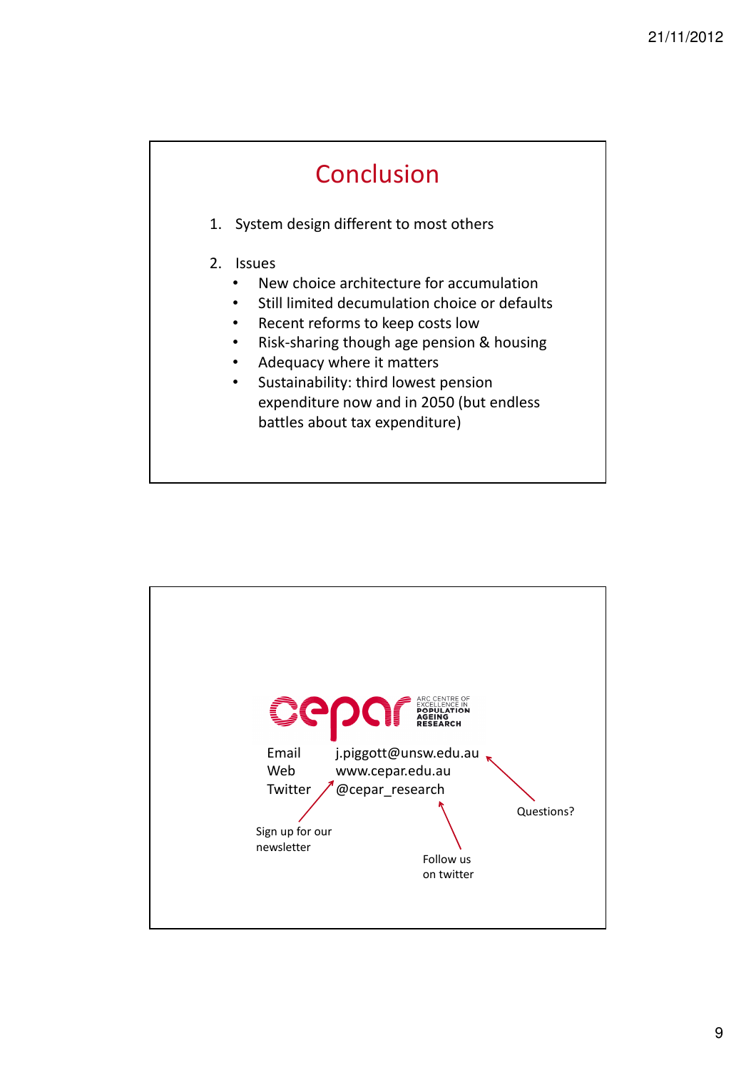## Conclusion

1. System design different to most others

2. Issues
   - New choice architecture for accumulation
   - Still limited decumulation choice or defaults
   - Recent reforms to keep costs low
   - Risk-sharing though age pension & housing
   - Adequacy where it matters
   - Sustainability: third lowest pension expenditure now and in 2050 (but endless battles about tax expenditure)

cepar ARC CENTRE OF EXCELLENCE IN POPULATION AGEING RESEARCH

Email j.piggott@unsw.edu.au
Web www.cepar.edu.au
Twitter @cepar_research

Questions?

Sign up for our newsletter

Follow us on twitter